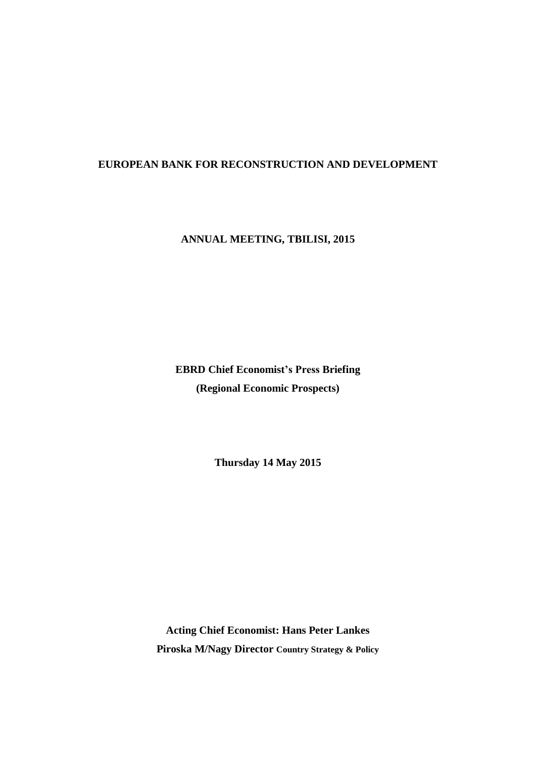**EUROPEAN BANK FOR RECONSTRUCTION AND DEVELOPMENT**

**ANNUAL MEETING, TBILISI, 2015**

**EBRD Chief Economist's Press Briefing**

**(Regional Economic Prospects)**

**Thursday 14 May 2015**

**Acting Chief Economist: Hans Peter Lankes**

**Piroska M/Nagy Director Country Strategy & Policy**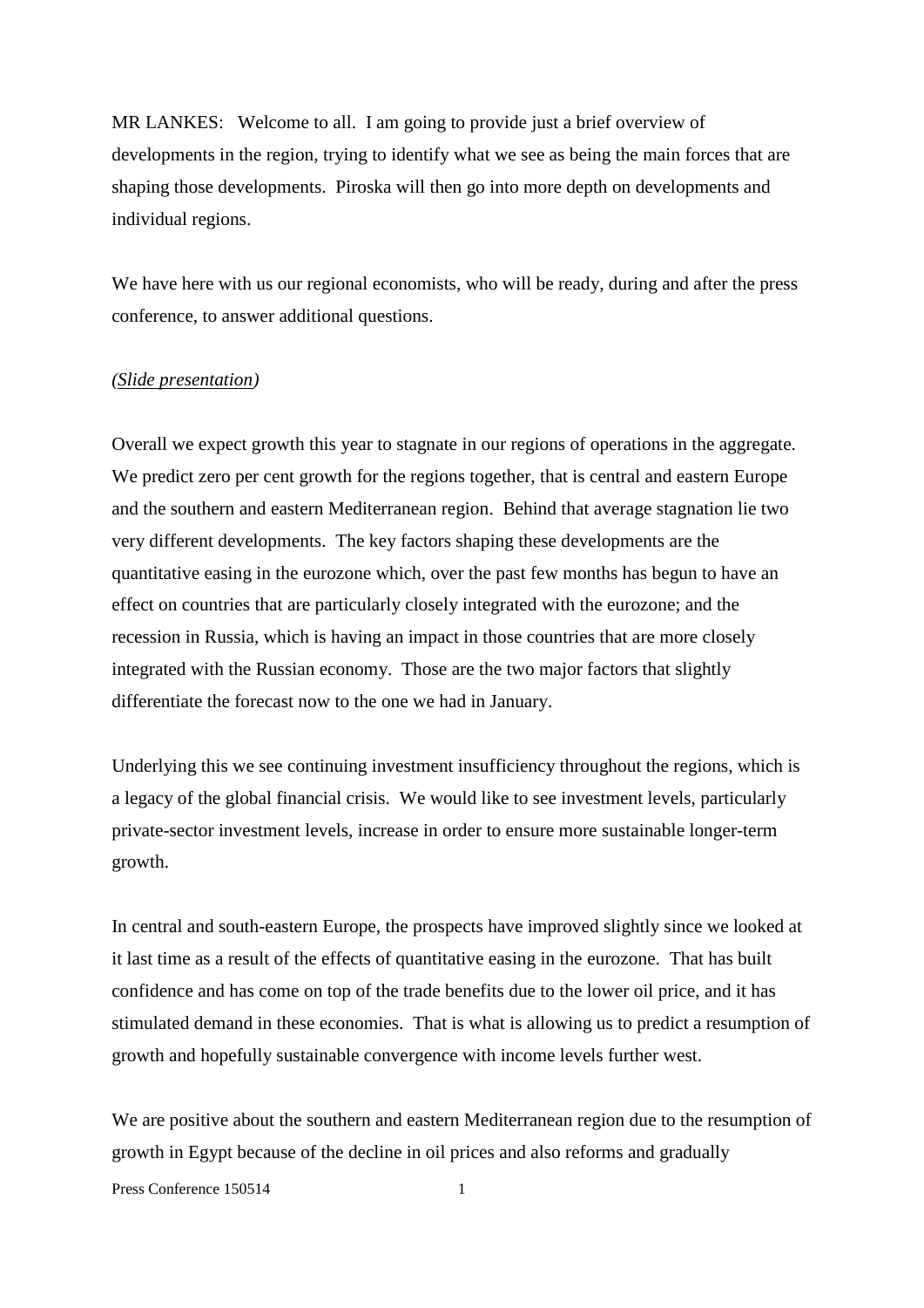MR LANKES: Welcome to all. I am going to provide just a brief overview of developments in the region, trying to identify what we see as being the main forces that are shaping those developments. Piroska will then go into more depth on developments and individual regions.

We have here with us our regional economists, who will be ready, during and after the press conference, to answer additional questions.

*(Slide presentation)*

Overall we expect growth this year to stagnate in our regions of operations in the aggregate. We predict zero per cent growth for the regions together, that is central and eastern Europe and the southern and eastern Mediterranean region. Behind that average stagnation lie two very different developments. The key factors shaping these developments are the quantitative easing in the eurozone which, over the past few months has begun to have an effect on countries that are particularly closely integrated with the eurozone; and the recession in Russia, which is having an impact in those countries that are more closely integrated with the Russian economy. Those are the two major factors that slightly differentiate the forecast now to the one we had in January.

Underlying this we see continuing investment insufficiency throughout the regions, which is a legacy of the global financial crisis. We would like to see investment levels, particularly private-sector investment levels, increase in order to ensure more sustainable longer-term growth.

In central and south-eastern Europe, the prospects have improved slightly since we looked at it last time as a result of the effects of quantitative easing in the eurozone. That has built confidence and has come on top of the trade benefits due to the lower oil price, and it has stimulated demand in these economies. That is what is allowing us to predict a resumption of growth and hopefully sustainable convergence with income levels further west.

We are positive about the southern and eastern Mediterranean region due to the resumption of growth in Egypt because of the decline in oil prices and also reforms and gradually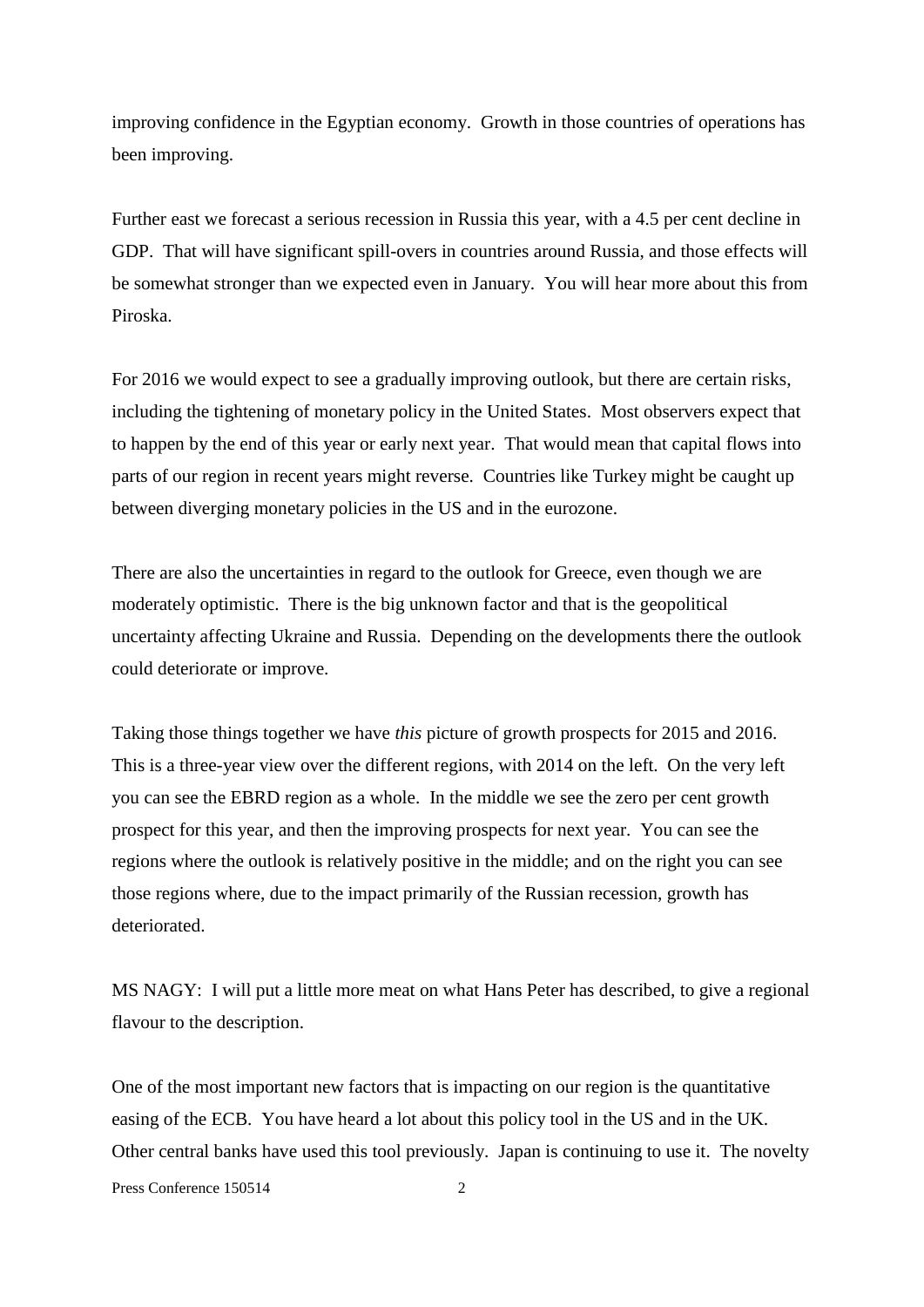improving confidence in the Egyptian economy. Growth in those countries of operations has been improving.

Further east we forecast a serious recession in Russia this year, with a 4.5 per cent decline in GDP. That will have significant spill-overs in countries around Russia, and those effects will be somewhat stronger than we expected even in January. You will hear more about this from Piroska.

For 2016 we would expect to see a gradually improving outlook, but there are certain risks, including the tightening of monetary policy in the United States. Most observers expect that to happen by the end of this year or early next year. That would mean that capital flows into parts of our region in recent years might reverse. Countries like Turkey might be caught up between diverging monetary policies in the US and in the eurozone.

There are also the uncertainties in regard to the outlook for Greece, even though we are moderately optimistic. There is the big unknown factor and that is the geopolitical uncertainty affecting Ukraine and Russia. Depending on the developments there the outlook could deteriorate or improve.

Taking those things together we have *this* picture of growth prospects for 2015 and 2016. This is a three-year view over the different regions, with 2014 on the left. On the very left you can see the EBRD region as a whole. In the middle we see the zero per cent growth prospect for this year, and then the improving prospects for next year. You can see the regions where the outlook is relatively positive in the middle; and on the right you can see those regions where, due to the impact primarily of the Russian recession, growth has deteriorated.

MS NAGY: I will put a little more meat on what Hans Peter has described, to give a regional flavour to the description.

One of the most important new factors that is impacting on our region is the quantitative easing of the ECB. You have heard a lot about this policy tool in the US and in the UK. Other central banks have used this tool previously. Japan is continuing to use it. The novelty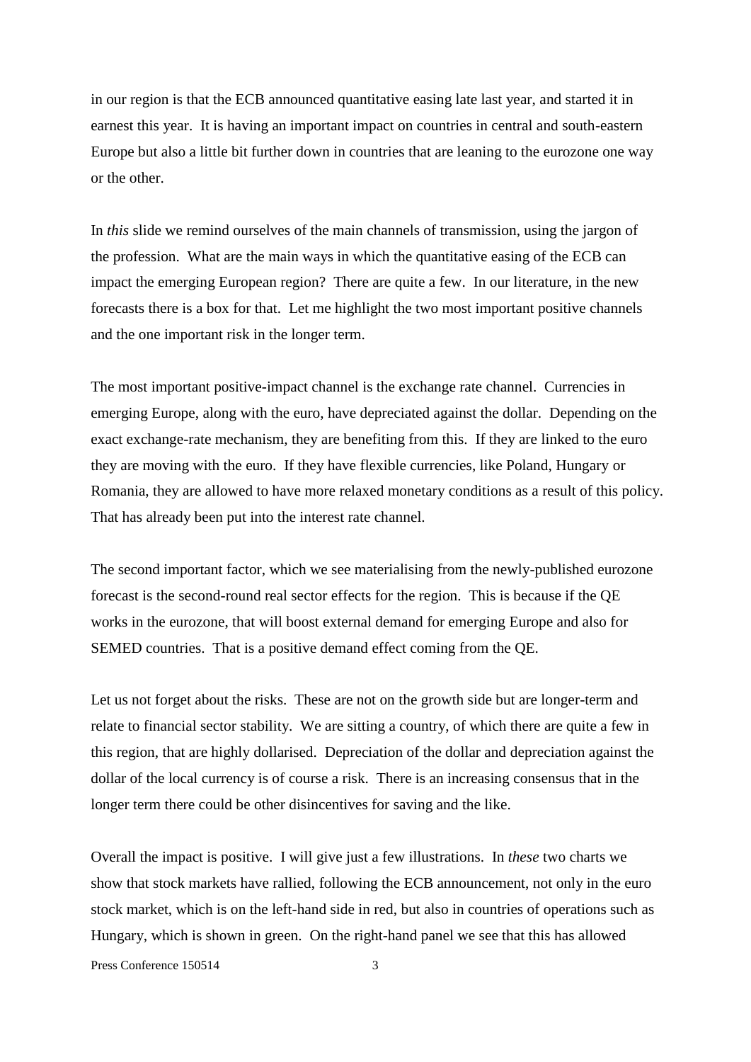in our region is that the ECB announced quantitative easing late last year, and started it in earnest this year. It is having an important impact on countries in central and south-eastern Europe but also a little bit further down in countries that are leaning to the eurozone one way or the other.

In *this* slide we remind ourselves of the main channels of transmission, using the jargon of the profession. What are the main ways in which the quantitative easing of the ECB can impact the emerging European region? There are quite a few. In our literature, in the new forecasts there is a box for that. Let me highlight the two most important positive channels and the one important risk in the longer term.

The most important positive-impact channel is the exchange rate channel. Currencies in emerging Europe, along with the euro, have depreciated against the dollar. Depending on the exact exchange-rate mechanism, they are benefiting from this. If they are linked to the euro they are moving with the euro. If they have flexible currencies, like Poland, Hungary or Romania, they are allowed to have more relaxed monetary conditions as a result of this policy. That has already been put into the interest rate channel.

The second important factor, which we see materialising from the newly-published eurozone forecast is the second-round real sector effects for the region. This is because if the QE works in the eurozone, that will boost external demand for emerging Europe and also for SEMED countries. That is a positive demand effect coming from the QE.

Let us not forget about the risks. These are not on the growth side but are longer-term and relate to financial sector stability. We are sitting a country, of which there are quite a few in this region, that are highly dollarised. Depreciation of the dollar and depreciation against the dollar of the local currency is of course a risk. There is an increasing consensus that in the longer term there could be other disincentives for saving and the like.

Overall the impact is positive. I will give just a few illustrations. In *these* two charts we show that stock markets have rallied, following the ECB announcement, not only in the euro stock market, which is on the left-hand side in red, but also in countries of operations such as Hungary, which is shown in green. On the right-hand panel we see that this has allowed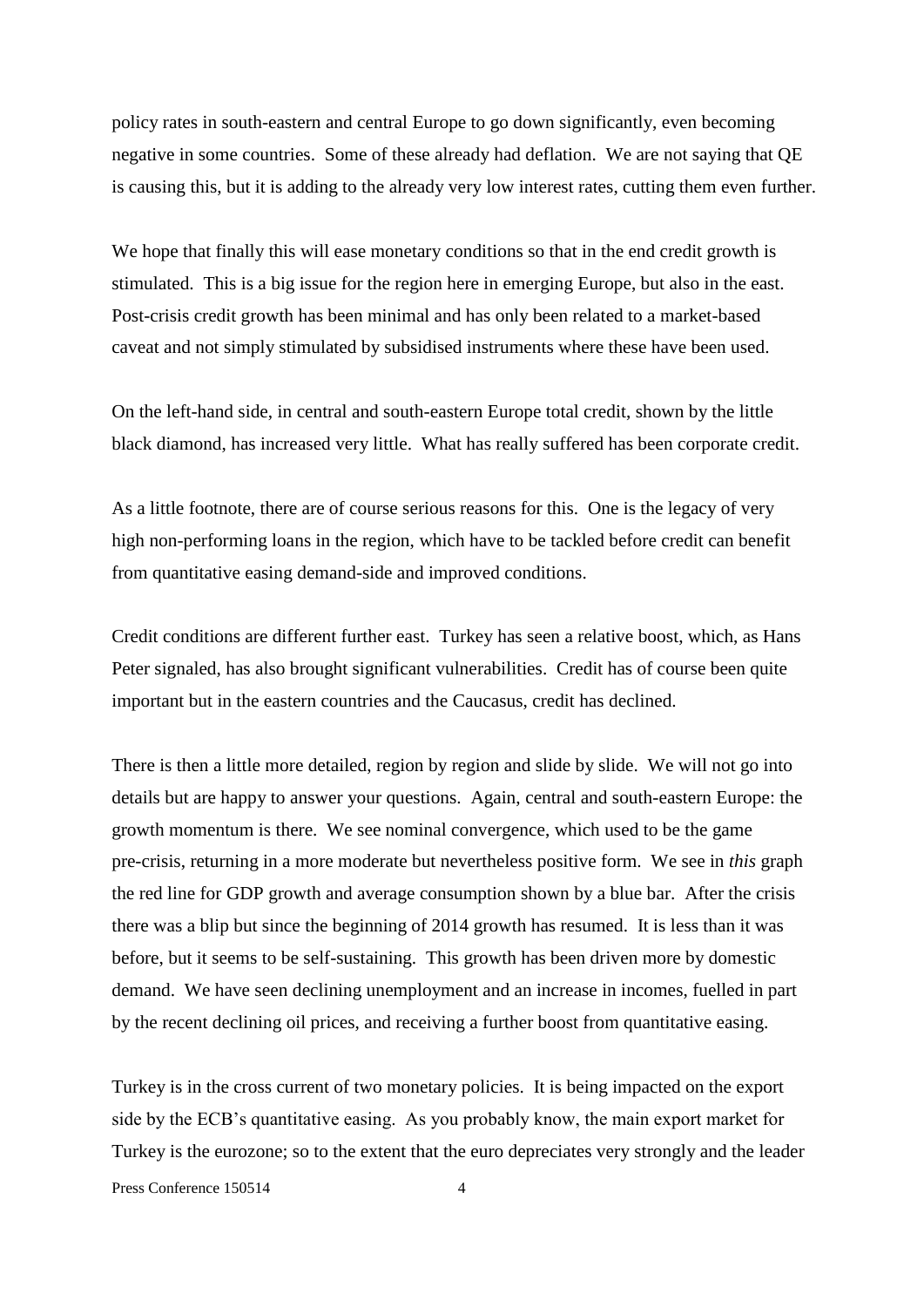policy rates in south-eastern and central Europe to go down significantly, even becoming negative in some countries. Some of these already had deflation. We are not saying that QE is causing this, but it is adding to the already very low interest rates, cutting them even further.

We hope that finally this will ease monetary conditions so that in the end credit growth is stimulated. This is a big issue for the region here in emerging Europe, but also in the east. Post-crisis credit growth has been minimal and has only been related to a market-based caveat and not simply stimulated by subsidised instruments where these have been used.

On the left-hand side, in central and south-eastern Europe total credit, shown by the little black diamond, has increased very little. What has really suffered has been corporate credit.

As a little footnote, there are of course serious reasons for this. One is the legacy of very high non-performing loans in the region, which have to be tackled before credit can benefit from quantitative easing demand-side and improved conditions.

Credit conditions are different further east. Turkey has seen a relative boost, which, as Hans Peter signaled, has also brought significant vulnerabilities. Credit has of course been quite important but in the eastern countries and the Caucasus, credit has declined.

There is then a little more detailed, region by region and slide by slide. We will not go into details but are happy to answer your questions. Again, central and south-eastern Europe: the growth momentum is there. We see nominal convergence, which used to be the game pre-crisis, returning in a more moderate but nevertheless positive form. We see in *this* graph the red line for GDP growth and average consumption shown by a blue bar. After the crisis there was a blip but since the beginning of 2014 growth has resumed. It is less than it was before, but it seems to be self-sustaining. This growth has been driven more by domestic demand. We have seen declining unemployment and an increase in incomes, fuelled in part by the recent declining oil prices, and receiving a further boost from quantitative easing.

Turkey is in the cross current of two monetary policies. It is being impacted on the export side by the ECB's quantitative easing. As you probably know, the main export market for Turkey is the eurozone; so to the extent that the euro depreciates very strongly and the leader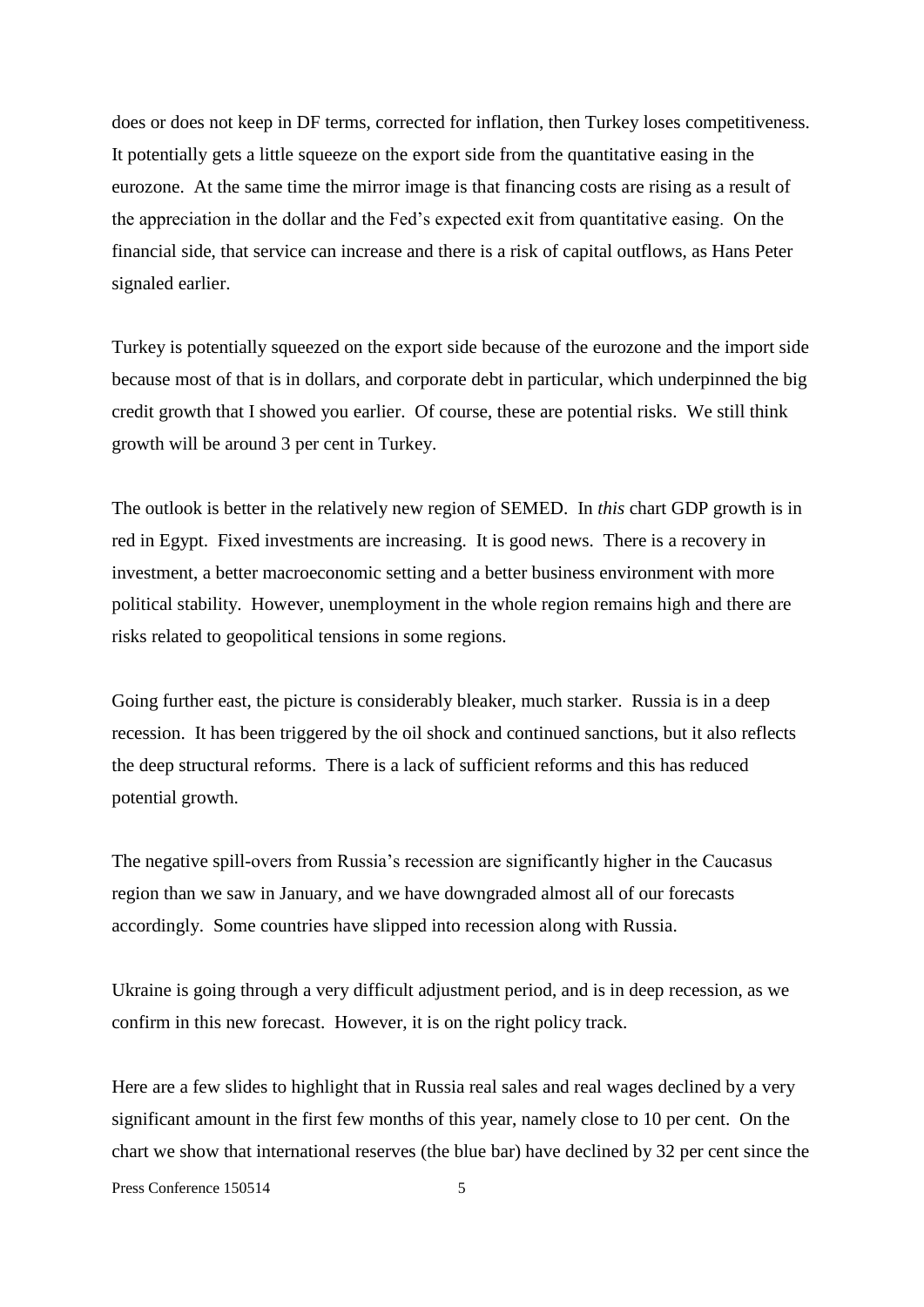does or does not keep in DF terms, corrected for inflation, then Turkey loses competitiveness. It potentially gets a little squeeze on the export side from the quantitative easing in the eurozone. At the same time the mirror image is that financing costs are rising as a result of the appreciation in the dollar and the Fed's expected exit from quantitative easing. On the financial side, that service can increase and there is a risk of capital outflows, as Hans Peter signaled earlier.

Turkey is potentially squeezed on the export side because of the eurozone and the import side because most of that is in dollars, and corporate debt in particular, which underpinned the big credit growth that I showed you earlier. Of course, these are potential risks. We still think growth will be around 3 per cent in Turkey.

The outlook is better in the relatively new region of SEMED. In *this* chart GDP growth is in red in Egypt. Fixed investments are increasing. It is good news. There is a recovery in investment, a better macroeconomic setting and a better business environment with more political stability. However, unemployment in the whole region remains high and there are risks related to geopolitical tensions in some regions.

Going further east, the picture is considerably bleaker, much starker. Russia is in a deep recession. It has been triggered by the oil shock and continued sanctions, but it also reflects the deep structural reforms. There is a lack of sufficient reforms and this has reduced potential growth.

The negative spill-overs from Russia's recession are significantly higher in the Caucasus region than we saw in January, and we have downgraded almost all of our forecasts accordingly. Some countries have slipped into recession along with Russia.

Ukraine is going through a very difficult adjustment period, and is in deep recession, as we confirm in this new forecast. However, it is on the right policy track.

Here are a few slides to highlight that in Russia real sales and real wages declined by a very significant amount in the first few months of this year, namely close to 10 per cent. On the chart we show that international reserves (the blue bar) have declined by 32 per cent since the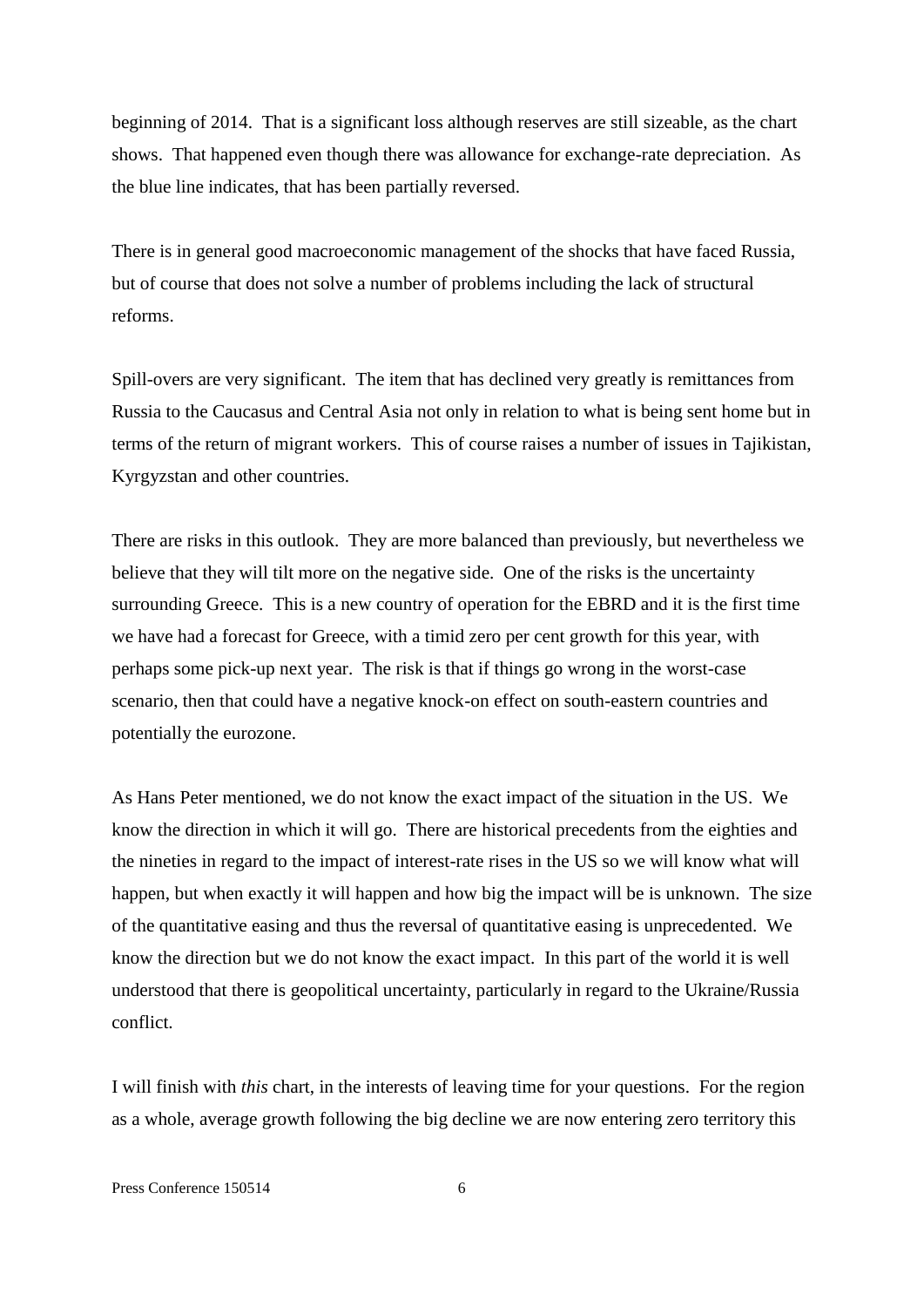beginning of 2014. That is a significant loss although reserves are still sizeable, as the chart shows. That happened even though there was allowance for exchange-rate depreciation. As the blue line indicates, that has been partially reversed.

There is in general good macroeconomic management of the shocks that have faced Russia, but of course that does not solve a number of problems including the lack of structural reforms.

Spill-overs are very significant. The item that has declined very greatly is remittances from Russia to the Caucasus and Central Asia not only in relation to what is being sent home but in terms of the return of migrant workers. This of course raises a number of issues in Tajikistan, Kyrgyzstan and other countries.

There are risks in this outlook. They are more balanced than previously, but nevertheless we believe that they will tilt more on the negative side. One of the risks is the uncertainty surrounding Greece. This is a new country of operation for the EBRD and it is the first time we have had a forecast for Greece, with a timid zero per cent growth for this year, with perhaps some pick-up next year. The risk is that if things go wrong in the worst-case scenario, then that could have a negative knock-on effect on south-eastern countries and potentially the eurozone.

As Hans Peter mentioned, we do not know the exact impact of the situation in the US. We know the direction in which it will go. There are historical precedents from the eighties and the nineties in regard to the impact of interest-rate rises in the US so we will know what will happen, but when exactly it will happen and how big the impact will be is unknown. The size of the quantitative easing and thus the reversal of quantitative easing is unprecedented. We know the direction but we do not know the exact impact. In this part of the world it is well understood that there is geopolitical uncertainty, particularly in regard to the Ukraine/Russia conflict.

I will finish with *this* chart, in the interests of leaving time for your questions. For the region as a whole, average growth following the big decline we are now entering zero territory this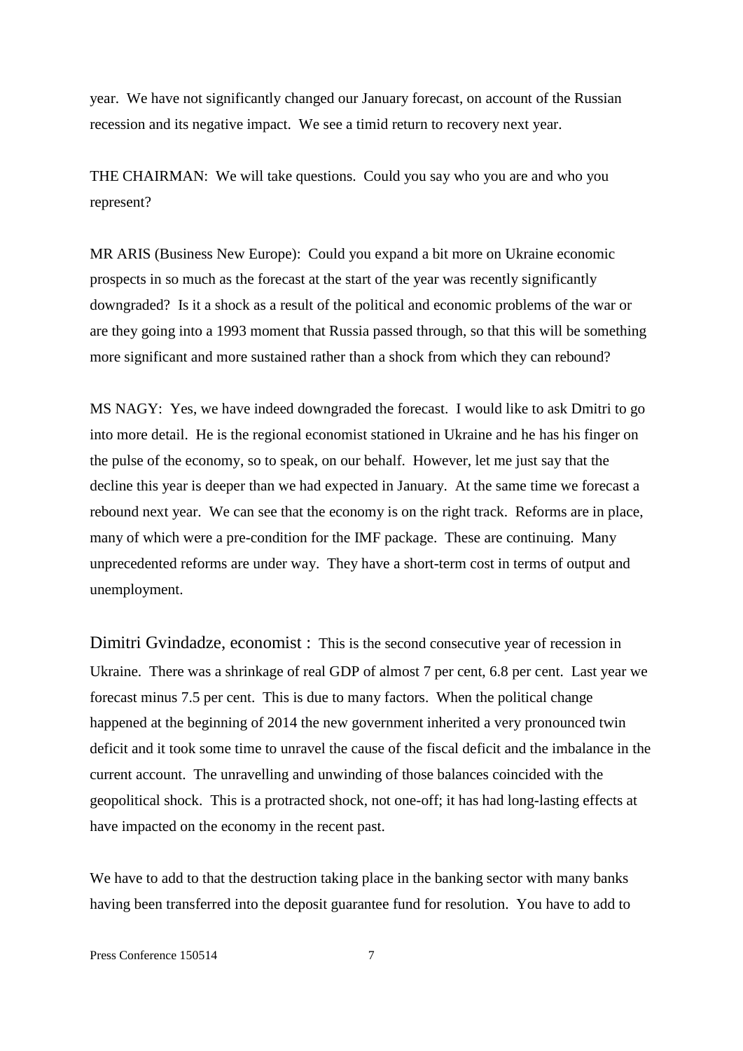year. We have not significantly changed our January forecast, on account of the Russian recession and its negative impact. We see a timid return to recovery next year.

THE CHAIRMAN: We will take questions. Could you say who you are and who you represent?

MR ARIS (Business New Europe): Could you expand a bit more on Ukraine economic prospects in so much as the forecast at the start of the year was recently significantly downgraded? Is it a shock as a result of the political and economic problems of the war or are they going into a 1993 moment that Russia passed through, so that this will be something more significant and more sustained rather than a shock from which they can rebound?

MS NAGY: Yes, we have indeed downgraded the forecast. I would like to ask Dmitri to go into more detail. He is the regional economist stationed in Ukraine and he has his finger on the pulse of the economy, so to speak, on our behalf. However, let me just say that the decline this year is deeper than we had expected in January. At the same time we forecast a rebound next year. We can see that the economy is on the right track. Reforms are in place, many of which were a pre-condition for the IMF package. These are continuing. Many unprecedented reforms are under way. They have a short-term cost in terms of output and unemployment.

Dimitri Gvindadze, economist : This is the second consecutive year of recession in Ukraine. There was a shrinkage of real GDP of almost 7 per cent, 6.8 per cent. Last year we forecast minus 7.5 per cent. This is due to many factors. When the political change happened at the beginning of 2014 the new government inherited a very pronounced twin deficit and it took some time to unravel the cause of the fiscal deficit and the imbalance in the current account. The unravelling and unwinding of those balances coincided with the geopolitical shock. This is a protracted shock, not one-off; it has had long-lasting effects at have impacted on the economy in the recent past.

We have to add to that the destruction taking place in the banking sector with many banks having been transferred into the deposit guarantee fund for resolution. You have to add to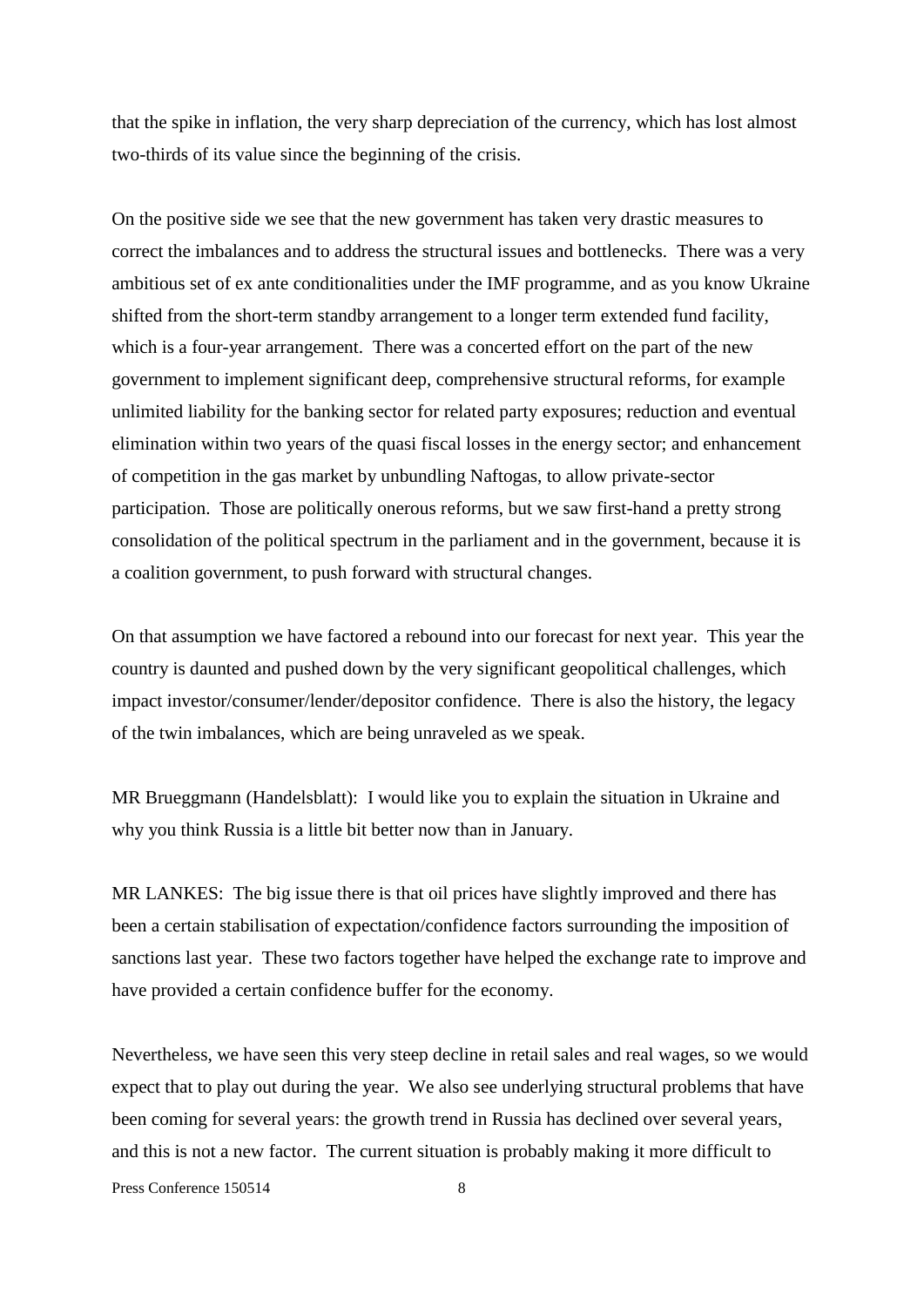that the spike in inflation, the very sharp depreciation of the currency, which has lost almost two-thirds of its value since the beginning of the crisis.

On the positive side we see that the new government has taken very drastic measures to correct the imbalances and to address the structural issues and bottlenecks. There was a very ambitious set of ex ante conditionalities under the IMF programme, and as you know Ukraine shifted from the short-term standby arrangement to a longer term extended fund facility, which is a four-year arrangement. There was a concerted effort on the part of the new government to implement significant deep, comprehensive structural reforms, for example unlimited liability for the banking sector for related party exposures; reduction and eventual elimination within two years of the quasi fiscal losses in the energy sector; and enhancement of competition in the gas market by unbundling Naftogas, to allow private-sector participation. Those are politically onerous reforms, but we saw first-hand a pretty strong consolidation of the political spectrum in the parliament and in the government, because it is a coalition government, to push forward with structural changes.

On that assumption we have factored a rebound into our forecast for next year. This year the country is daunted and pushed down by the very significant geopolitical challenges, which impact investor/consumer/lender/depositor confidence. There is also the history, the legacy of the twin imbalances, which are being unraveled as we speak.

MR Brueggmann (Handelsblatt): I would like you to explain the situation in Ukraine and why you think Russia is a little bit better now than in January.

MR LANKES: The big issue there is that oil prices have slightly improved and there has been a certain stabilisation of expectation/confidence factors surrounding the imposition of sanctions last year. These two factors together have helped the exchange rate to improve and have provided a certain confidence buffer for the economy.

Nevertheless, we have seen this very steep decline in retail sales and real wages, so we would expect that to play out during the year. We also see underlying structural problems that have been coming for several years: the growth trend in Russia has declined over several years, and this is not a new factor. The current situation is probably making it more difficult to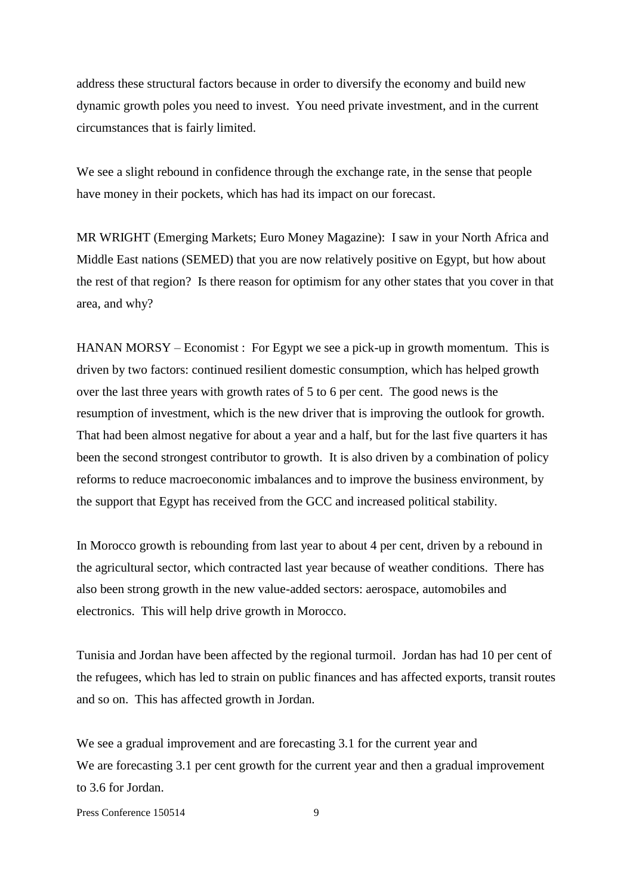address these structural factors because in order to diversify the economy and build new dynamic growth poles you need to invest. You need private investment, and in the current circumstances that is fairly limited.

We see a slight rebound in confidence through the exchange rate, in the sense that people have money in their pockets, which has had its impact on our forecast.

MR WRIGHT (Emerging Markets; Euro Money Magazine): I saw in your North Africa and Middle East nations (SEMED) that you are now relatively positive on Egypt, but how about the rest of that region? Is there reason for optimism for any other states that you cover in that area, and why?

HANAN MORSY – Economist : For Egypt we see a pick-up in growth momentum. This is driven by two factors: continued resilient domestic consumption, which has helped growth over the last three years with growth rates of 5 to 6 per cent. The good news is the resumption of investment, which is the new driver that is improving the outlook for growth. That had been almost negative for about a year and a half, but for the last five quarters it has been the second strongest contributor to growth. It is also driven by a combination of policy reforms to reduce macroeconomic imbalances and to improve the business environment, by the support that Egypt has received from the GCC and increased political stability.

In Morocco growth is rebounding from last year to about 4 per cent, driven by a rebound in the agricultural sector, which contracted last year because of weather conditions. There has also been strong growth in the new value-added sectors: aerospace, automobiles and electronics. This will help drive growth in Morocco.

Tunisia and Jordan have been affected by the regional turmoil. Jordan has had 10 per cent of the refugees, which has led to strain on public finances and has affected exports, transit routes and so on. This has affected growth in Jordan.

We see a gradual improvement and are forecasting 3.1 for the current year and
We are forecasting 3.1 per cent growth for the current year and then a gradual improvement to 3.6 for Jordan.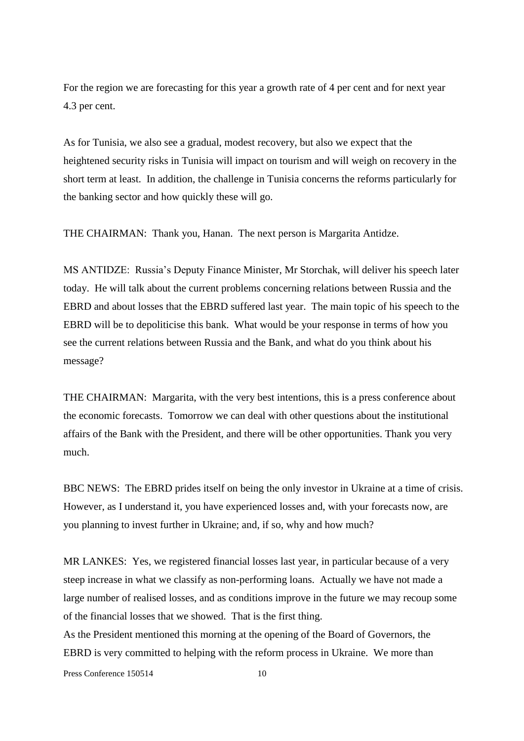For the region we are forecasting for this year a growth rate of 4 per cent and for next year 4.3 per cent.

As for Tunisia, we also see a gradual, modest recovery, but also we expect that the heightened security risks in Tunisia will impact on tourism and will weigh on recovery in the short term at least. In addition, the challenge in Tunisia concerns the reforms particularly for the banking sector and how quickly these will go.

THE CHAIRMAN: Thank you, Hanan. The next person is Margarita Antidze.

MS ANTIDZE: Russia's Deputy Finance Minister, Mr Storchak, will deliver his speech later today. He will talk about the current problems concerning relations between Russia and the EBRD and about losses that the EBRD suffered last year. The main topic of his speech to the EBRD will be to depoliticise this bank. What would be your response in terms of how you see the current relations between Russia and the Bank, and what do you think about his message?

THE CHAIRMAN: Margarita, with the very best intentions, this is a press conference about the economic forecasts. Tomorrow we can deal with other questions about the institutional affairs of the Bank with the President, and there will be other opportunities. Thank you very much.

BBC NEWS: The EBRD prides itself on being the only investor in Ukraine at a time of crisis. However, as I understand it, you have experienced losses and, with your forecasts now, are you planning to invest further in Ukraine; and, if so, why and how much?

MR LANKES: Yes, we registered financial losses last year, in particular because of a very steep increase in what we classify as non-performing loans. Actually we have not made a large number of realised losses, and as conditions improve in the future we may recoup some of the financial losses that we showed. That is the first thing.

As the President mentioned this morning at the opening of the Board of Governors, the EBRD is very committed to helping with the reform process in Ukraine. We more than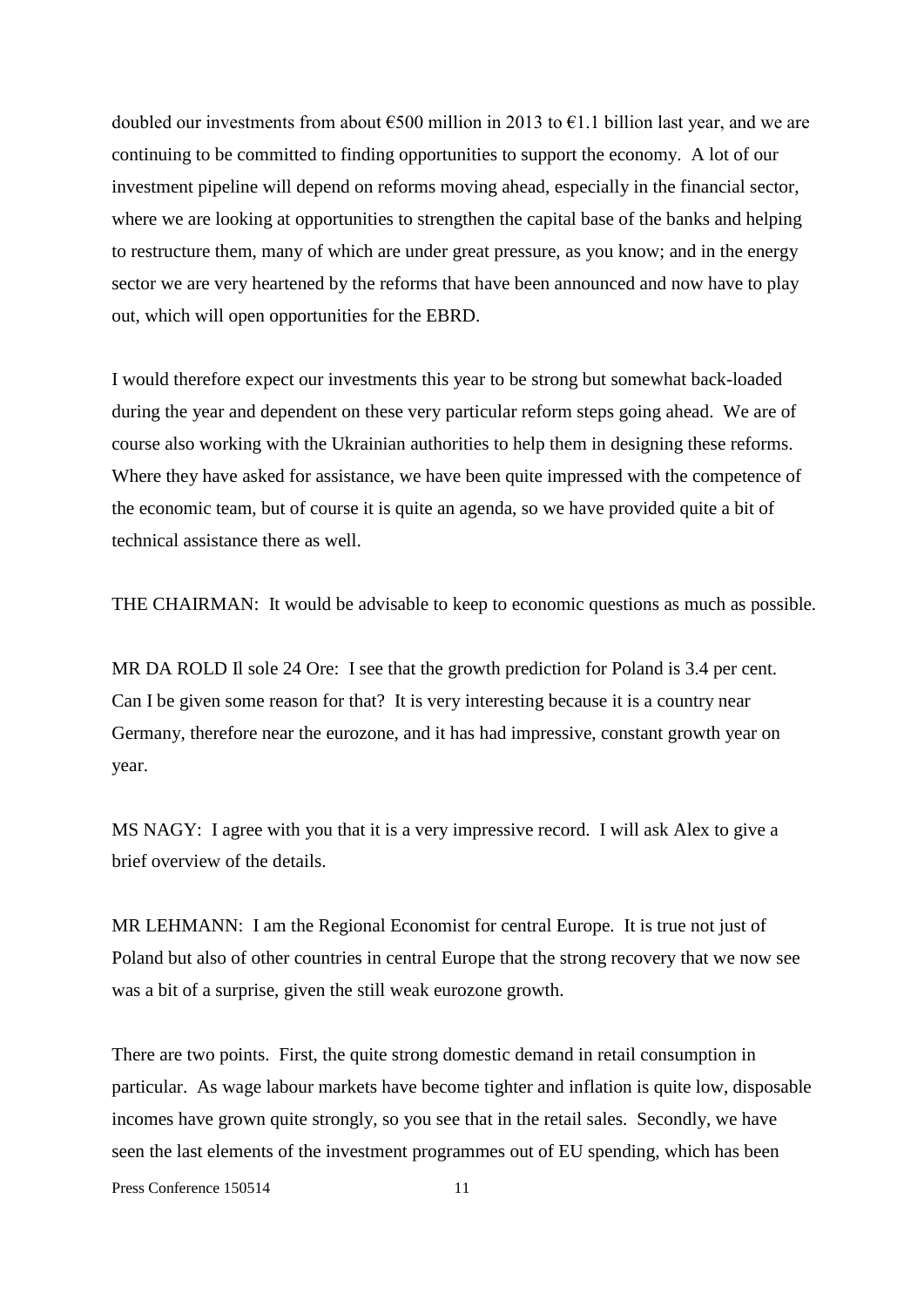doubled our investments from about €500 million in 2013 to €1.1 billion last year, and we are continuing to be committed to finding opportunities to support the economy. A lot of our investment pipeline will depend on reforms moving ahead, especially in the financial sector, where we are looking at opportunities to strengthen the capital base of the banks and helping to restructure them, many of which are under great pressure, as you know; and in the energy sector we are very heartened by the reforms that have been announced and now have to play out, which will open opportunities for the EBRD.

I would therefore expect our investments this year to be strong but somewhat back-loaded during the year and dependent on these very particular reform steps going ahead. We are of course also working with the Ukrainian authorities to help them in designing these reforms. Where they have asked for assistance, we have been quite impressed with the competence of the economic team, but of course it is quite an agenda, so we have provided quite a bit of technical assistance there as well.

THE CHAIRMAN: It would be advisable to keep to economic questions as much as possible.

MR DA ROLD Il sole 24 Ore: I see that the growth prediction for Poland is 3.4 per cent. Can I be given some reason for that? It is very interesting because it is a country near Germany, therefore near the eurozone, and it has had impressive, constant growth year on year.

MS NAGY: I agree with you that it is a very impressive record. I will ask Alex to give a brief overview of the details.

MR LEHMANN: I am the Regional Economist for central Europe. It is true not just of Poland but also of other countries in central Europe that the strong recovery that we now see was a bit of a surprise, given the still weak eurozone growth.

There are two points. First, the quite strong domestic demand in retail consumption in particular. As wage labour markets have become tighter and inflation is quite low, disposable incomes have grown quite strongly, so you see that in the retail sales. Secondly, we have seen the last elements of the investment programmes out of EU spending, which has been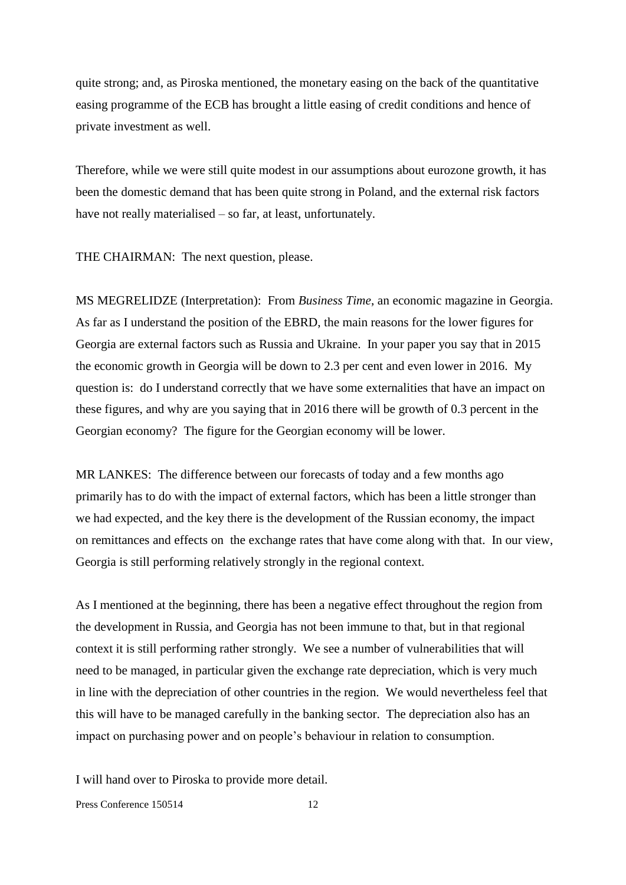quite strong; and, as Piroska mentioned, the monetary easing on the back of the quantitative easing programme of the ECB has brought a little easing of credit conditions and hence of private investment as well.

Therefore, while we were still quite modest in our assumptions about eurozone growth, it has been the domestic demand that has been quite strong in Poland, and the external risk factors have not really materialised – so far, at least, unfortunately.

THE CHAIRMAN: The next question, please.

MS MEGRELIDZE (Interpretation): From *Business Time*, an economic magazine in Georgia. As far as I understand the position of the EBRD, the main reasons for the lower figures for Georgia are external factors such as Russia and Ukraine. In your paper you say that in 2015 the economic growth in Georgia will be down to 2.3 per cent and even lower in 2016. My question is: do I understand correctly that we have some externalities that have an impact on these figures, and why are you saying that in 2016 there will be growth of 0.3 percent in the Georgian economy? The figure for the Georgian economy will be lower.

MR LANKES: The difference between our forecasts of today and a few months ago primarily has to do with the impact of external factors, which has been a little stronger than we had expected, and the key there is the development of the Russian economy, the impact on remittances and effects on the exchange rates that have come along with that. In our view, Georgia is still performing relatively strongly in the regional context.

As I mentioned at the beginning, there has been a negative effect throughout the region from the development in Russia, and Georgia has not been immune to that, but in that regional context it is still performing rather strongly. We see a number of vulnerabilities that will need to be managed, in particular given the exchange rate depreciation, which is very much in line with the depreciation of other countries in the region. We would nevertheless feel that this will have to be managed carefully in the banking sector. The depreciation also has an impact on purchasing power and on people's behaviour in relation to consumption.

I will hand over to Piroska to provide more detail.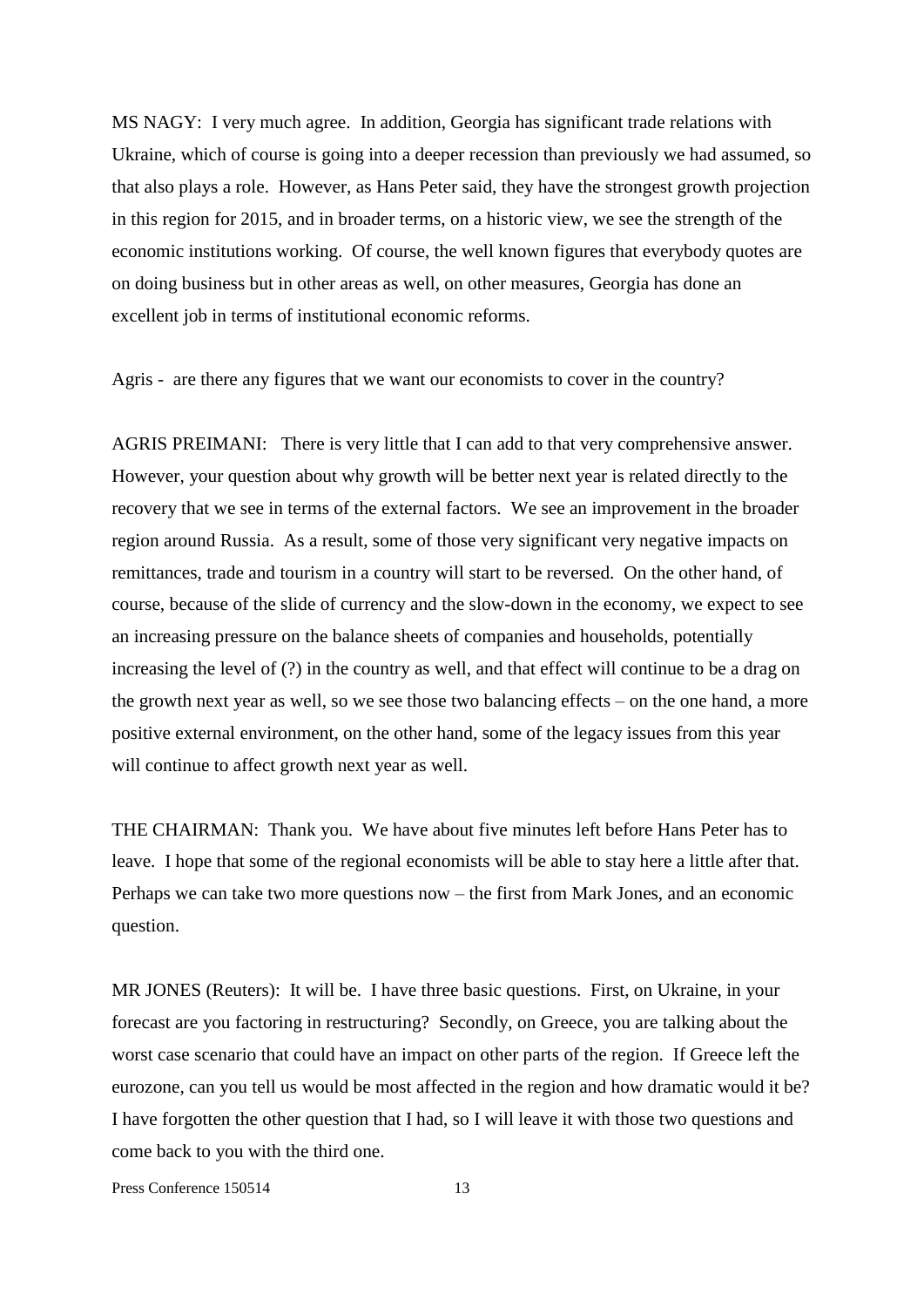MS NAGY: I very much agree. In addition, Georgia has significant trade relations with Ukraine, which of course is going into a deeper recession than previously we had assumed, so that also plays a role. However, as Hans Peter said, they have the strongest growth projection in this region for 2015, and in broader terms, on a historic view, we see the strength of the economic institutions working. Of course, the well known figures that everybody quotes are on doing business but in other areas as well, on other measures, Georgia has done an excellent job in terms of institutional economic reforms.

Agris - are there any figures that we want our economists to cover in the country?

AGRIS PREIMANI: There is very little that I can add to that very comprehensive answer. However, your question about why growth will be better next year is related directly to the recovery that we see in terms of the external factors. We see an improvement in the broader region around Russia. As a result, some of those very significant very negative impacts on remittances, trade and tourism in a country will start to be reversed. On the other hand, of course, because of the slide of currency and the slow-down in the economy, we expect to see an increasing pressure on the balance sheets of companies and households, potentially increasing the level of (?) in the country as well, and that effect will continue to be a drag on the growth next year as well, so we see those two balancing effects – on the one hand, a more positive external environment, on the other hand, some of the legacy issues from this year will continue to affect growth next year as well.

THE CHAIRMAN: Thank you. We have about five minutes left before Hans Peter has to leave. I hope that some of the regional economists will be able to stay here a little after that. Perhaps we can take two more questions now – the first from Mark Jones, and an economic question.

MR JONES (Reuters): It will be. I have three basic questions. First, on Ukraine, in your forecast are you factoring in restructuring? Secondly, on Greece, you are talking about the worst case scenario that could have an impact on other parts of the region. If Greece left the eurozone, can you tell us would be most affected in the region and how dramatic would it be? I have forgotten the other question that I had, so I will leave it with those two questions and come back to you with the third one.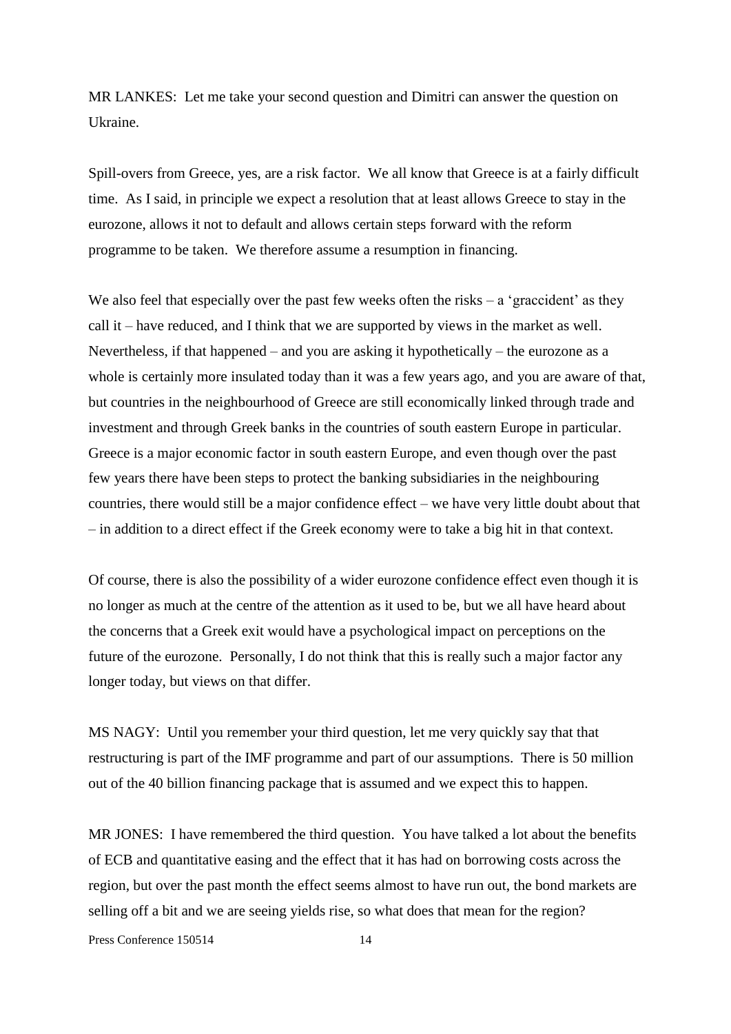MR LANKES: Let me take your second question and Dimitri can answer the question on Ukraine.

Spill-overs from Greece, yes, are a risk factor. We all know that Greece is at a fairly difficult time. As I said, in principle we expect a resolution that at least allows Greece to stay in the eurozone, allows it not to default and allows certain steps forward with the reform programme to be taken. We therefore assume a resumption in financing.

We also feel that especially over the past few weeks often the risks – a 'graccident' as they call it – have reduced, and I think that we are supported by views in the market as well. Nevertheless, if that happened – and you are asking it hypothetically – the eurozone as a whole is certainly more insulated today than it was a few years ago, and you are aware of that, but countries in the neighbourhood of Greece are still economically linked through trade and investment and through Greek banks in the countries of south eastern Europe in particular. Greece is a major economic factor in south eastern Europe, and even though over the past few years there have been steps to protect the banking subsidiaries in the neighbouring countries, there would still be a major confidence effect – we have very little doubt about that – in addition to a direct effect if the Greek economy were to take a big hit in that context.

Of course, there is also the possibility of a wider eurozone confidence effect even though it is no longer as much at the centre of the attention as it used to be, but we all have heard about the concerns that a Greek exit would have a psychological impact on perceptions on the future of the eurozone. Personally, I do not think that this is really such a major factor any longer today, but views on that differ.

MS NAGY: Until you remember your third question, let me very quickly say that that restructuring is part of the IMF programme and part of our assumptions. There is 50 million out of the 40 billion financing package that is assumed and we expect this to happen.

MR JONES: I have remembered the third question. You have talked a lot about the benefits of ECB and quantitative easing and the effect that it has had on borrowing costs across the region, but over the past month the effect seems almost to have run out, the bond markets are selling off a bit and we are seeing yields rise, so what does that mean for the region?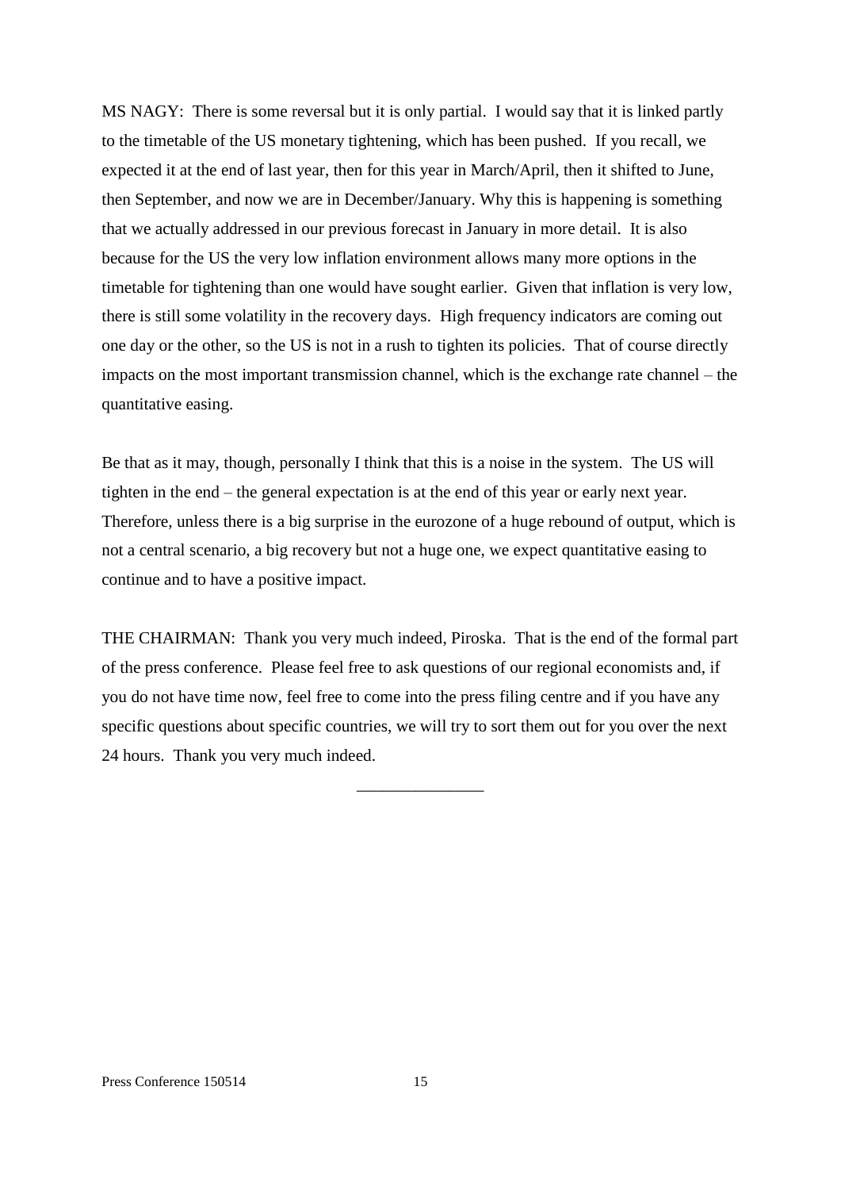MS NAGY: There is some reversal but it is only partial. I would say that it is linked partly to the timetable of the US monetary tightening, which has been pushed. If you recall, we expected it at the end of last year, then for this year in March/April, then it shifted to June, then September, and now we are in December/January. Why this is happening is something that we actually addressed in our previous forecast in January in more detail. It is also because for the US the very low inflation environment allows many more options in the timetable for tightening than one would have sought earlier. Given that inflation is very low, there is still some volatility in the recovery days. High frequency indicators are coming out one day or the other, so the US is not in a rush to tighten its policies. That of course directly impacts on the most important transmission channel, which is the exchange rate channel – the quantitative easing.

Be that as it may, though, personally I think that this is a noise in the system. The US will tighten in the end – the general expectation is at the end of this year or early next year. Therefore, unless there is a big surprise in the eurozone of a huge rebound of output, which is not a central scenario, a big recovery but not a huge one, we expect quantitative easing to continue and to have a positive impact.

THE CHAIRMAN: Thank you very much indeed, Piroska. That is the end of the formal part of the press conference. Please feel free to ask questions of our regional economists and, if you do not have time now, feel free to come into the press filing centre and if you have any specific questions about specific countries, we will try to sort them out for you over the next 24 hours. Thank you very much indeed.

---